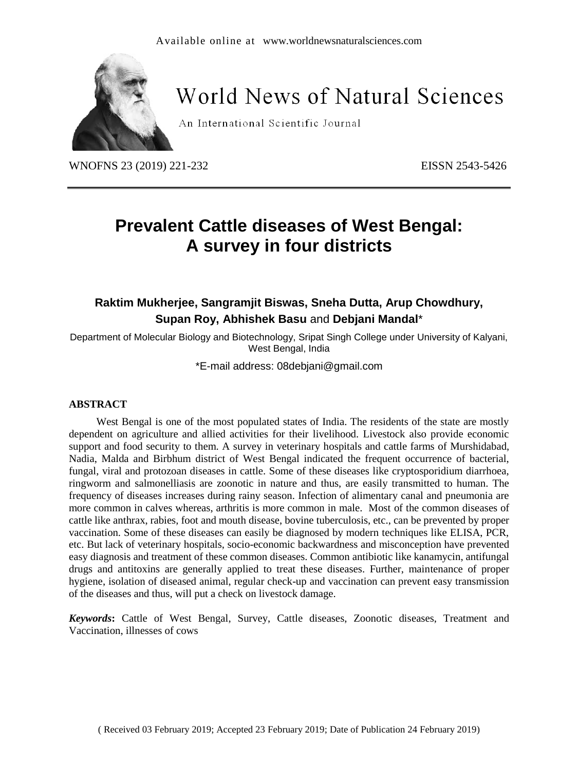# Prevalent Cattle diseases of West Bengal: A survey in four districts

**Raktim Mukherjee, Sangramjit Biswas, Sneha Dutta, Arup Chowdhury, Supan Roy, Abhishek Basu** and **Debjani Mandal***

Department of Molecular Biology and Biotechnology, Sripat Singh College under University of Kalyani, West Bengal, India

*E-mail address: 08debjani@gmail.com

## ABSTRACT

West Bengal is one of the most populated states of India. The residents of the state are mostly dependent on agriculture and allied activities for their livelihood. Livestock also provide economic support and food security to them. A survey in veterinary hospitals and cattle farms of Murshidabad, Nadia, Malda and Birbhum district of West Bengal indicated the frequent occurrence of bacterial, fungal, viral and protozoan diseases in cattle. Some of these diseases like cryptosporidium diarrhoea, ringworm and salmonelliasis are zoonotic in nature and thus, are easily transmitted to human. The frequency of diseases increases during rainy season. Infection of alimentary canal and pneumonia are more common in calves whereas, arthritis is more common in male. Most of the common diseases of cattle like anthrax, rabies, foot and mouth disease, bovine tuberculosis, etc., can be prevented by proper vaccination. Some of these diseases can easily be diagnosed by modern techniques like ELISA, PCR, etc. But lack of veterinary hospitals, socio-economic backwardness and misconception have prevented easy diagnosis and treatment of these common diseases. Common antibiotic like kanamycin, antifungal drugs and antitoxins are generally applied to treat these diseases. Further, maintenance of proper hygiene, isolation of diseased animal, regular check-up and vaccination can prevent easy transmission of the diseases and thus, will put a check on livestock damage.

***Keywords*:** Cattle of West Bengal, Survey, Cattle diseases, Zoonotic diseases, Treatment and Vaccination, illnesses of cows

( Received 03 February 2019; Accepted 23 February 2019; Date of Publication 24 February 2019)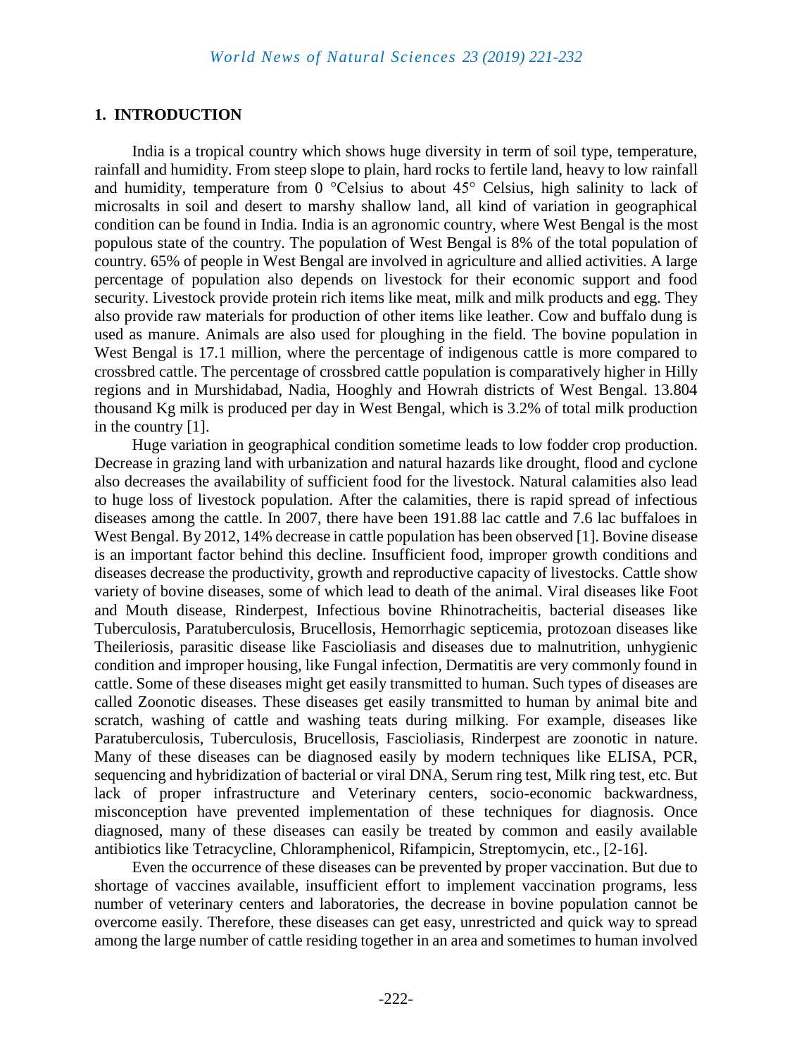## 1. INTRODUCTION

India is a tropical country which shows huge diversity in term of soil type, temperature, rainfall and humidity. From steep slope to plain, hard rocks to fertile land, heavy to low rainfall and humidity, temperature from 0 °Celsius to about 45° Celsius, high salinity to lack of microsalts in soil and desert to marshy shallow land, all kind of variation in geographical condition can be found in India. India is an agronomic country, where West Bengal is the most populous state of the country. The population of West Bengal is 8% of the total population of country. 65% of people in West Bengal are involved in agriculture and allied activities. A large percentage of population also depends on livestock for their economic support and food security. Livestock provide protein rich items like meat, milk and milk products and egg. They also provide raw materials for production of other items like leather. Cow and buffalo dung is used as manure. Animals are also used for ploughing in the field. The bovine population in West Bengal is 17.1 million, where the percentage of indigenous cattle is more compared to crossbred cattle. The percentage of crossbred cattle population is comparatively higher in Hilly regions and in Murshidabad, Nadia, Hooghly and Howrah districts of West Bengal. 13.804 thousand Kg milk is produced per day in West Bengal, which is 3.2% of total milk production in the country [1].

Huge variation in geographical condition sometime leads to low fodder crop production. Decrease in grazing land with urbanization and natural hazards like drought, flood and cyclone also decreases the availability of sufficient food for the livestock. Natural calamities also lead to huge loss of livestock population. After the calamities, there is rapid spread of infectious diseases among the cattle. In 2007, there have been 191.88 lac cattle and 7.6 lac buffaloes in West Bengal. By 2012, 14% decrease in cattle population has been observed [1]. Bovine disease is an important factor behind this decline. Insufficient food, improper growth conditions and diseases decrease the productivity, growth and reproductive capacity of livestocks. Cattle show variety of bovine diseases, some of which lead to death of the animal. Viral diseases like Foot and Mouth disease, Rinderpest, Infectious bovine Rhinotracheitis, bacterial diseases like Tuberculosis, Paratuberculosis, Brucellosis, Hemorrhagic septicemia, protozoan diseases like Theileriosis, parasitic disease like Fascioliasis and diseases due to malnutrition, unhygienic condition and improper housing, like Fungal infection, Dermatitis are very commonly found in cattle. Some of these diseases might get easily transmitted to human. Such types of diseases are called Zoonotic diseases. These diseases get easily transmitted to human by animal bite and scratch, washing of cattle and washing teats during milking. For example, diseases like Paratuberculosis, Tuberculosis, Brucellosis, Fascioliasis, Rinderpest are zoonotic in nature. Many of these diseases can be diagnosed easily by modern techniques like ELISA, PCR, sequencing and hybridization of bacterial or viral DNA, Serum ring test, Milk ring test, etc. But lack of proper infrastructure and Veterinary centers, socio-economic backwardness, misconception have prevented implementation of these techniques for diagnosis. Once diagnosed, many of these diseases can easily be treated by common and easily available antibiotics like Tetracycline, Chloramphenicol, Rifampicin, Streptomycin, etc., [2-16].

Even the occurrence of these diseases can be prevented by proper vaccination. But due to shortage of vaccines available, insufficient effort to implement vaccination programs, less number of veterinary centers and laboratories, the decrease in bovine population cannot be overcome easily. Therefore, these diseases can get easy, unrestricted and quick way to spread among the large number of cattle residing together in an area and sometimes to human involved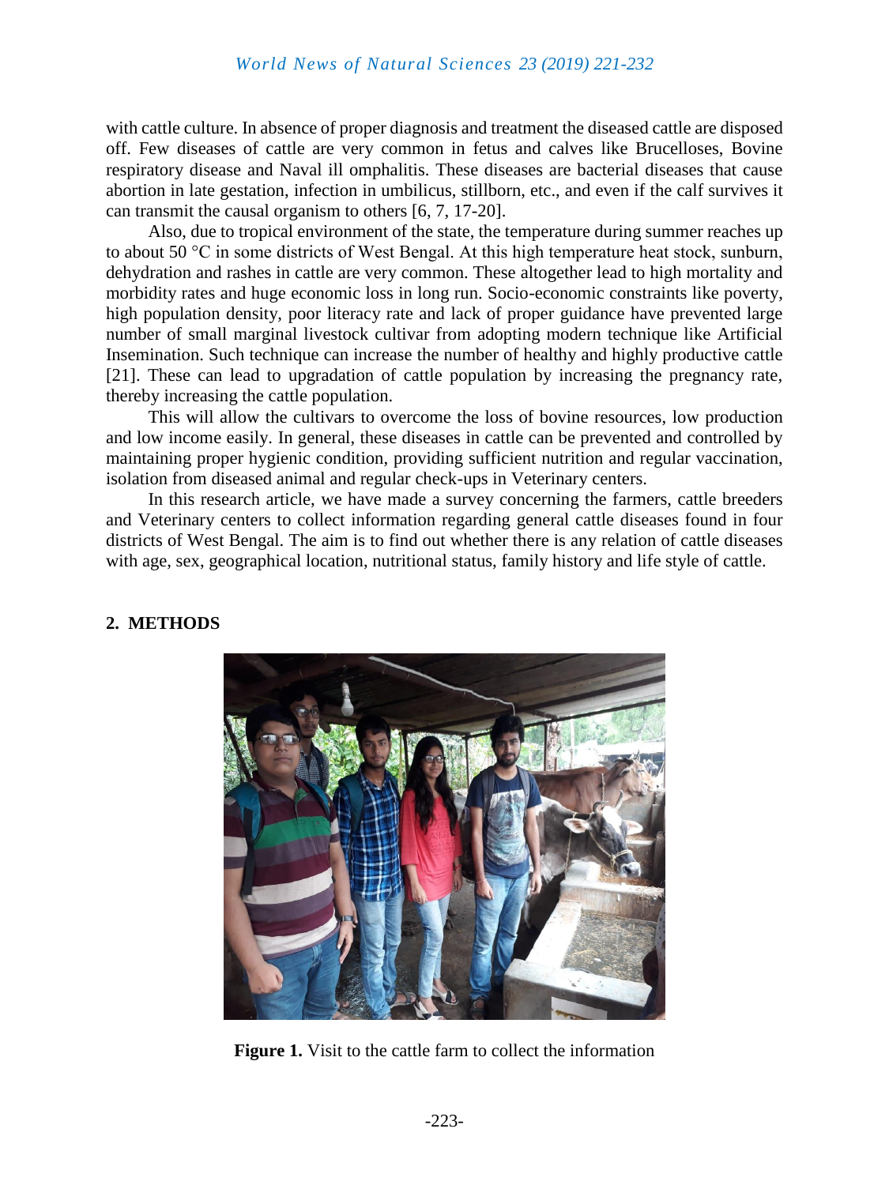with cattle culture. In absence of proper diagnosis and treatment the diseased cattle are disposed off. Few diseases of cattle are very common in fetus and calves like Brucelloses, Bovine respiratory disease and Naval ill omphalitis. These diseases are bacterial diseases that cause abortion in late gestation, infection in umbilicus, stillborn, etc., and even if the calf survives it can transmit the causal organism to others [6, 7, 17-20].

Also, due to tropical environment of the state, the temperature during summer reaches up to about 50 °C in some districts of West Bengal. At this high temperature heat stock, sunburn, dehydration and rashes in cattle are very common. These altogether lead to high mortality and morbidity rates and huge economic loss in long run. Socio-economic constraints like poverty, high population density, poor literacy rate and lack of proper guidance have prevented large number of small marginal livestock cultivar from adopting modern technique like Artificial Insemination. Such technique can increase the number of healthy and highly productive cattle [21]. These can lead to upgradation of cattle population by increasing the pregnancy rate, thereby increasing the cattle population.

This will allow the cultivars to overcome the loss of bovine resources, low production and low income easily. In general, these diseases in cattle can be prevented and controlled by maintaining proper hygienic condition, providing sufficient nutrition and regular vaccination, isolation from diseased animal and regular check-ups in Veterinary centers.

In this research article, we have made a survey concerning the farmers, cattle breeders and Veterinary centers to collect information regarding general cattle diseases found in four districts of West Bengal. The aim is to find out whether there is any relation of cattle diseases with age, sex, geographical location, nutritional status, family history and life style of cattle.

## 2. METHODS

**Figure 1.** Visit to the cattle farm to collect the information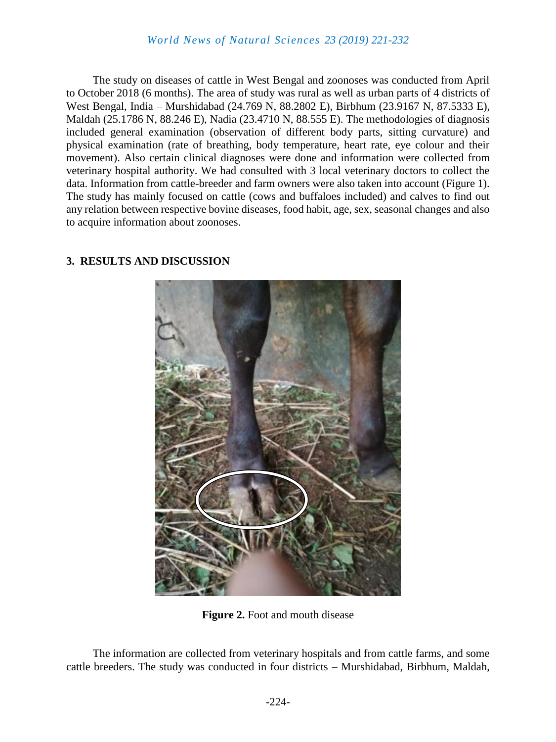The study on diseases of cattle in West Bengal and zoonoses was conducted from April to October 2018 (6 months). The area of study was rural as well as urban parts of 4 districts of West Bengal, India – Murshidabad (24.769 N, 88.2802 E), Birbhum (23.9167 N, 87.5333 E), Maldah (25.1786 N, 88.246 E), Nadia (23.4710 N, 88.555 E). The methodologies of diagnosis included general examination (observation of different body parts, sitting curvature) and physical examination (rate of breathing, body temperature, heart rate, eye colour and their movement). Also certain clinical diagnoses were done and information were collected from veterinary hospital authority. We had consulted with 3 local veterinary doctors to collect the data. Information from cattle-breeder and farm owners were also taken into account (Figure 1). The study has mainly focused on cattle (cows and buffaloes included) and calves to find out any relation between respective bovine diseases, food habit, age, sex, seasonal changes and also to acquire information about zoonoses.

## 3. RESULTS AND DISCUSSION

**Figure 2.** Foot and mouth disease

The information are collected from veterinary hospitals and from cattle farms, and some cattle breeders. The study was conducted in four districts – Murshidabad, Birbhum, Maldah,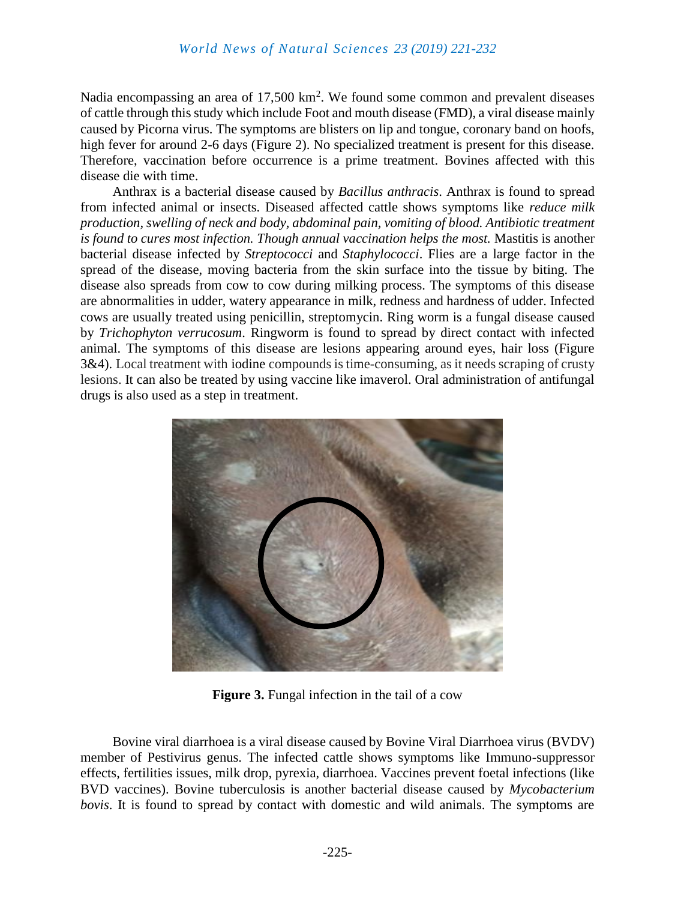Nadia encompassing an area of 17,500 km$^2$. We found some common and prevalent diseases of cattle through this study which include Foot and mouth disease (FMD), a viral disease mainly caused by Picorna virus. The symptoms are blisters on lip and tongue, coronary band on hoofs, high fever for around 2-6 days (Figure 2). No specialized treatment is present for this disease. Therefore, vaccination before occurrence is a prime treatment. Bovines affected with this disease die with time.

Anthrax is a bacterial disease caused by *Bacillus anthracis*. Anthrax is found to spread from infected animal or insects. Diseased affected cattle shows symptoms like *reduce milk production, swelling of neck and body, abdominal pain, vomiting of blood. Antibiotic treatment is found to cures most infection. Though annual vaccination helps the most.* Mastitis is another bacterial disease infected by *Streptococci* and *Staphylococci*. Flies are a large factor in the spread of the disease, moving bacteria from the skin surface into the tissue by biting. The disease also spreads from cow to cow during milking process. The symptoms of this disease are abnormalities in udder, watery appearance in milk, redness and hardness of udder. Infected cows are usually treated using penicillin, streptomycin. Ring worm is a fungal disease caused by *Trichophyton verrucosum*. Ringworm is found to spread by direct contact with infected animal. The symptoms of this disease are lesions appearing around eyes, hair loss (Figure 3&4). Local treatment with iodine compounds is time-consuming, as it needs scraping of crusty lesions. It can also be treated by using vaccine like imaverol. Oral administration of antifungal drugs is also used as a step in treatment.

**Figure 3.** Fungal infection in the tail of a cow

Bovine viral diarrhoea is a viral disease caused by Bovine Viral Diarrhoea virus (BVDV) member of Pestivirus genus. The infected cattle shows symptoms like Immuno-suppressor effects, fertilities issues, milk drop, pyrexia, diarrhoea. Vaccines prevent foetal infections (like BVD vaccines). Bovine tuberculosis is another bacterial disease caused by *Mycobacterium bovis*. It is found to spread by contact with domestic and wild animals. The symptoms are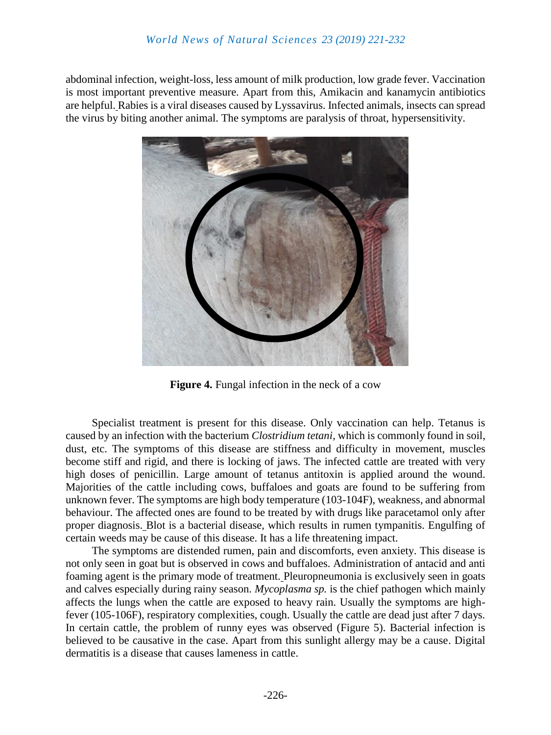abdominal infection, weight-loss, less amount of milk production, low grade fever. Vaccination is most important preventive measure. Apart from this, Amikacin and kanamycin antibiotics are helpful. Rabies is a viral diseases caused by Lyssavirus. Infected animals, insects can spread the virus by biting another animal. The symptoms are paralysis of throat, hypersensitivity.

**Figure 4.** Fungal infection in the neck of a cow

Specialist treatment is present for this disease. Only vaccination can help. Tetanus is caused by an infection with the bacterium *Clostridium tetani*, which is commonly found in soil, dust, etc. The symptoms of this disease are stiffness and difficulty in movement, muscles become stiff and rigid, and there is locking of jaws. The infected cattle are treated with very high doses of penicillin. Large amount of tetanus antitoxin is applied around the wound. Majorities of the cattle including cows, buffaloes and goats are found to be suffering from unknown fever. The symptoms are high body temperature (103-104F), weakness, and abnormal behaviour. The affected ones are found to be treated by with drugs like paracetamol only after proper diagnosis. Blot is a bacterial disease, which results in rumen tympanitis. Engulfing of certain weeds may be cause of this disease. It has a life threatening impact.

The symptoms are distended rumen, pain and discomforts, even anxiety. This disease is not only seen in goat but is observed in cows and buffaloes. Administration of antacid and anti foaming agent is the primary mode of treatment. Pleuropneumonia is exclusively seen in goats and calves especially during rainy season. *Mycoplasma sp.* is the chief pathogen which mainly affects the lungs when the cattle are exposed to heavy rain. Usually the symptoms are high-fever (105-106F), respiratory complexities, cough. Usually the cattle are dead just after 7 days. In certain cattle, the problem of runny eyes was observed (Figure 5). Bacterial infection is believed to be causative in the case. Apart from this sunlight allergy may be a cause. Digital dermatitis is a disease that causes lameness in cattle.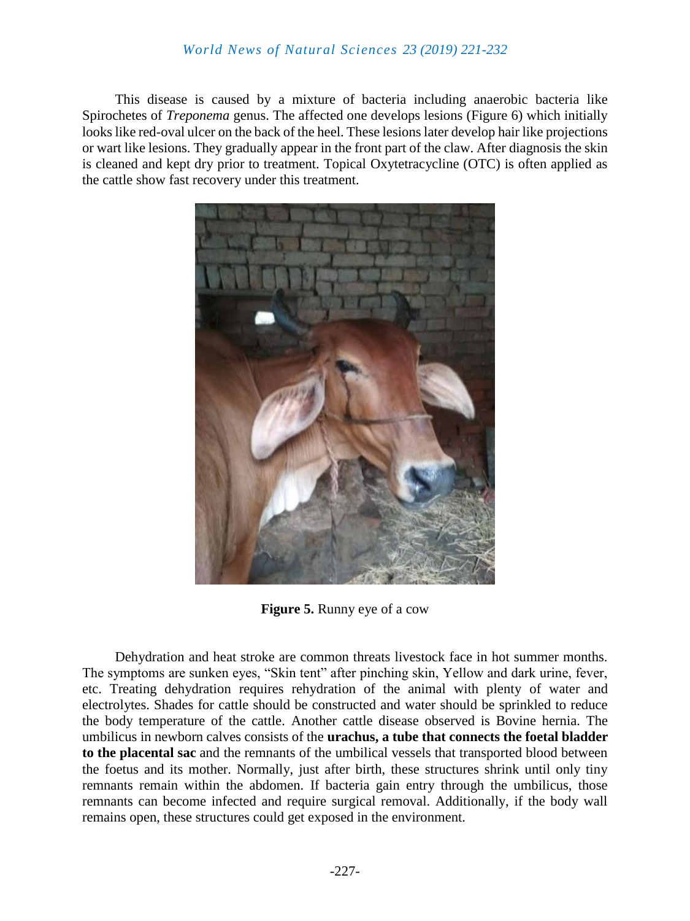This disease is caused by a mixture of bacteria including anaerobic bacteria like Spirochetes of *Treponema* genus. The affected one develops lesions (Figure 6) which initially looks like red-oval ulcer on the back of the heel. These lesions later develop hair like projections or wart like lesions. They gradually appear in the front part of the claw. After diagnosis the skin is cleaned and kept dry prior to treatment. Topical Oxytetracycline (OTC) is often applied as the cattle show fast recovery under this treatment.

**Figure 5.** Runny eye of a cow

Dehydration and heat stroke are common threats livestock face in hot summer months. The symptoms are sunken eyes, "Skin tent" after pinching skin, Yellow and dark urine, fever, etc. Treating dehydration requires rehydration of the animal with plenty of water and electrolytes. Shades for cattle should be constructed and water should be sprinkled to reduce the body temperature of the cattle. Another cattle disease observed is Bovine hernia. The umbilicus in newborn calves consists of the **urachus, a tube that connects the foetal bladder to the placental sac** and the remnants of the umbilical vessels that transported blood between the foetus and its mother. Normally, just after birth, these structures shrink until only tiny remnants remain within the abdomen. If bacteria gain entry through the umbilicus, those remnants can become infected and require surgical removal. Additionally, if the body wall remains open, these structures could get exposed in the environment.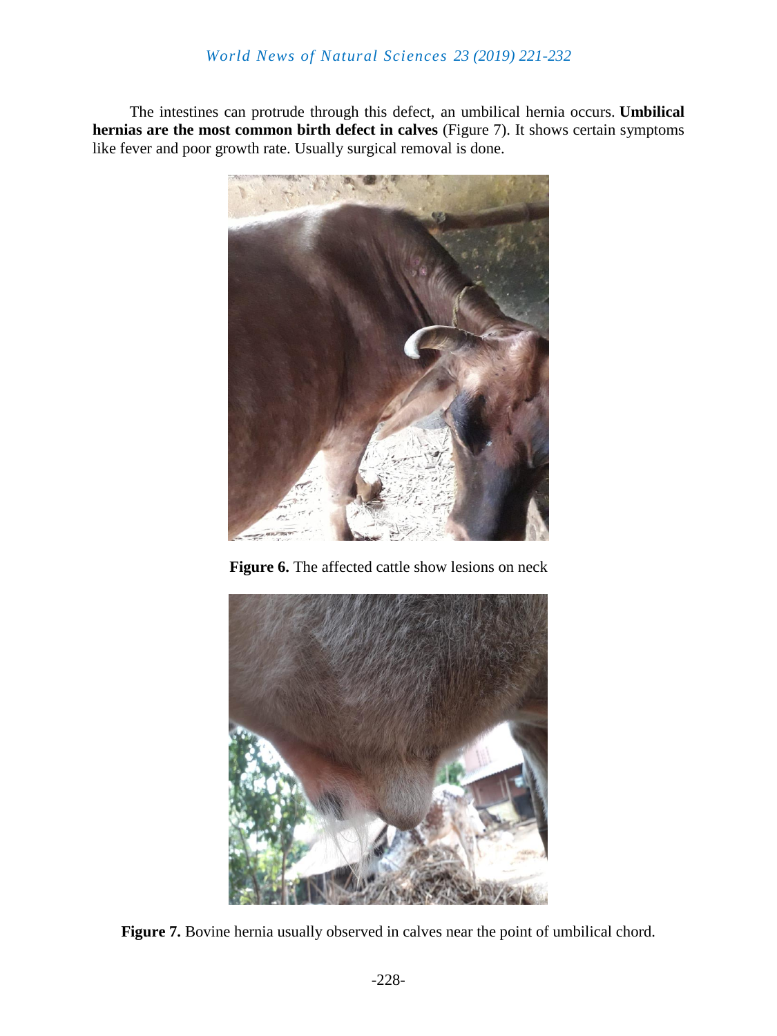The intestines can protrude through this defect, an umbilical hernia occurs. **Umbilical hernias are the most common birth defect in calves** (Figure 7). It shows certain symptoms like fever and poor growth rate. Usually surgical removal is done.

**Figure 6.** The affected cattle show lesions on neck

**Figure 7.** Bovine hernia usually observed in calves near the point of umbilical chord.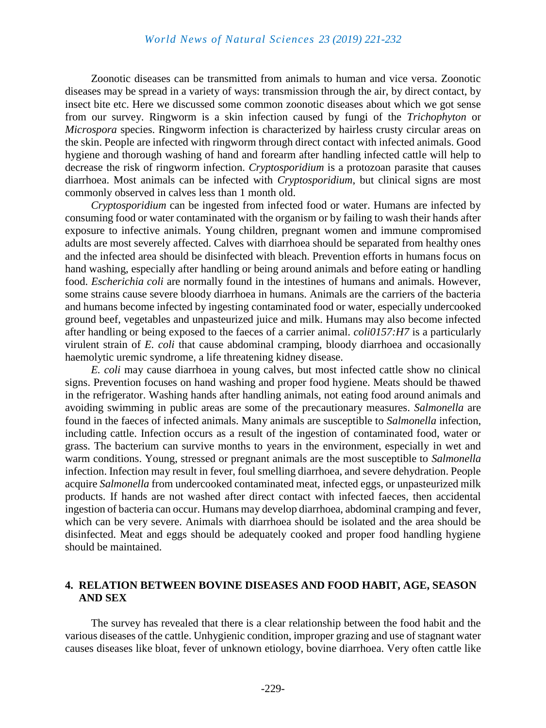Zoonotic diseases can be transmitted from animals to human and vice versa. Zoonotic diseases may be spread in a variety of ways: transmission through the air, by direct contact, by insect bite etc. Here we discussed some common zoonotic diseases about which we got sense from our survey. Ringworm is a skin infection caused by fungi of the *Trichophyton* or *Microspora* species. Ringworm infection is characterized by hairless crusty circular areas on the skin. People are infected with ringworm through direct contact with infected animals. Good hygiene and thorough washing of hand and forearm after handling infected cattle will help to decrease the risk of ringworm infection. *Cryptosporidium* is a protozoan parasite that causes diarrhoea. Most animals can be infected with *Cryptosporidium*, but clinical signs are most commonly observed in calves less than 1 month old.

*Cryptosporidium* can be ingested from infected food or water. Humans are infected by consuming food or water contaminated with the organism or by failing to wash their hands after exposure to infective animals. Young children, pregnant women and immune compromised adults are most severely affected. Calves with diarrhoea should be separated from healthy ones and the infected area should be disinfected with bleach. Prevention efforts in humans focus on hand washing, especially after handling or being around animals and before eating or handling food. *Escherichia coli* are normally found in the intestines of humans and animals. However, some strains cause severe bloody diarrhoea in humans. Animals are the carriers of the bacteria and humans become infected by ingesting contaminated food or water, especially undercooked ground beef, vegetables and unpasteurized juice and milk. Humans may also become infected after handling or being exposed to the faeces of a carrier animal. *coli0157:H7* is a particularly virulent strain of *E. coli* that cause abdominal cramping, bloody diarrhoea and occasionally haemolytic uremic syndrome, a life threatening kidney disease.

*E. coli* may cause diarrhoea in young calves, but most infected cattle show no clinical signs. Prevention focuses on hand washing and proper food hygiene. Meats should be thawed in the refrigerator. Washing hands after handling animals, not eating food around animals and avoiding swimming in public areas are some of the precautionary measures. *Salmonella* are found in the faeces of infected animals. Many animals are susceptible to *Salmonella* infection, including cattle. Infection occurs as a result of the ingestion of contaminated food, water or grass. The bacterium can survive months to years in the environment, especially in wet and warm conditions. Young, stressed or pregnant animals are the most susceptible to *Salmonella* infection. Infection may result in fever, foul smelling diarrhoea, and severe dehydration. People acquire *Salmonella* from undercooked contaminated meat, infected eggs, or unpasteurized milk products. If hands are not washed after direct contact with infected faeces, then accidental ingestion of bacteria can occur. Humans may develop diarrhoea, abdominal cramping and fever, which can be very severe. Animals with diarrhoea should be isolated and the area should be disinfected. Meat and eggs should be adequately cooked and proper food handling hygiene should be maintained.

## 4. RELATION BETWEEN BOVINE DISEASES AND FOOD HABIT, AGE, SEASON AND SEX

The survey has revealed that there is a clear relationship between the food habit and the various diseases of the cattle. Unhygienic condition, improper grazing and use of stagnant water causes diseases like bloat, fever of unknown etiology, bovine diarrhoea. Very often cattle like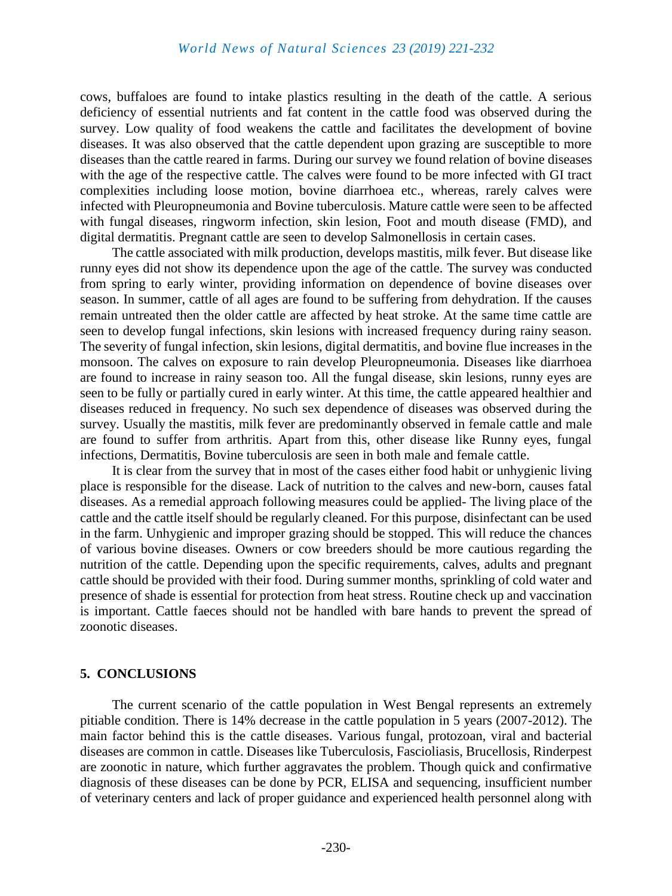cows, buffaloes are found to intake plastics resulting in the death of the cattle. A serious deficiency of essential nutrients and fat content in the cattle food was observed during the survey. Low quality of food weakens the cattle and facilitates the development of bovine diseases. It was also observed that the cattle dependent upon grazing are susceptible to more diseases than the cattle reared in farms. During our survey we found relation of bovine diseases with the age of the respective cattle. The calves were found to be more infected with GI tract complexities including loose motion, bovine diarrhoea etc., whereas, rarely calves were infected with Pleuropneumonia and Bovine tuberculosis. Mature cattle were seen to be affected with fungal diseases, ringworm infection, skin lesion, Foot and mouth disease (FMD), and digital dermatitis. Pregnant cattle are seen to develop Salmonellosis in certain cases.

The cattle associated with milk production, develops mastitis, milk fever. But disease like runny eyes did not show its dependence upon the age of the cattle. The survey was conducted from spring to early winter, providing information on dependence of bovine diseases over season. In summer, cattle of all ages are found to be suffering from dehydration. If the causes remain untreated then the older cattle are affected by heat stroke. At the same time cattle are seen to develop fungal infections, skin lesions with increased frequency during rainy season. The severity of fungal infection, skin lesions, digital dermatitis, and bovine flue increases in the monsoon. The calves on exposure to rain develop Pleuropneumonia. Diseases like diarrhoea are found to increase in rainy season too. All the fungal disease, skin lesions, runny eyes are seen to be fully or partially cured in early winter. At this time, the cattle appeared healthier and diseases reduced in frequency. No such sex dependence of diseases was observed during the survey. Usually the mastitis, milk fever are predominantly observed in female cattle and male are found to suffer from arthritis. Apart from this, other disease like Runny eyes, fungal infections, Dermatitis, Bovine tuberculosis are seen in both male and female cattle.

It is clear from the survey that in most of the cases either food habit or unhygienic living place is responsible for the disease. Lack of nutrition to the calves and new-born, causes fatal diseases. As a remedial approach following measures could be applied- The living place of the cattle and the cattle itself should be regularly cleaned. For this purpose, disinfectant can be used in the farm. Unhygienic and improper grazing should be stopped. This will reduce the chances of various bovine diseases. Owners or cow breeders should be more cautious regarding the nutrition of the cattle. Depending upon the specific requirements, calves, adults and pregnant cattle should be provided with their food. During summer months, sprinkling of cold water and presence of shade is essential for protection from heat stress. Routine check up and vaccination is important. Cattle faeces should not be handled with bare hands to prevent the spread of zoonotic diseases.

## 5. CONCLUSIONS

The current scenario of the cattle population in West Bengal represents an extremely pitiable condition. There is 14% decrease in the cattle population in 5 years (2007-2012). The main factor behind this is the cattle diseases. Various fungal, protozoan, viral and bacterial diseases are common in cattle. Diseases like Tuberculosis, Fascioliasis, Brucellosis, Rinderpest are zoonotic in nature, which further aggravates the problem. Though quick and confirmative diagnosis of these diseases can be done by PCR, ELISA and sequencing, insufficient number of veterinary centers and lack of proper guidance and experienced health personnel along with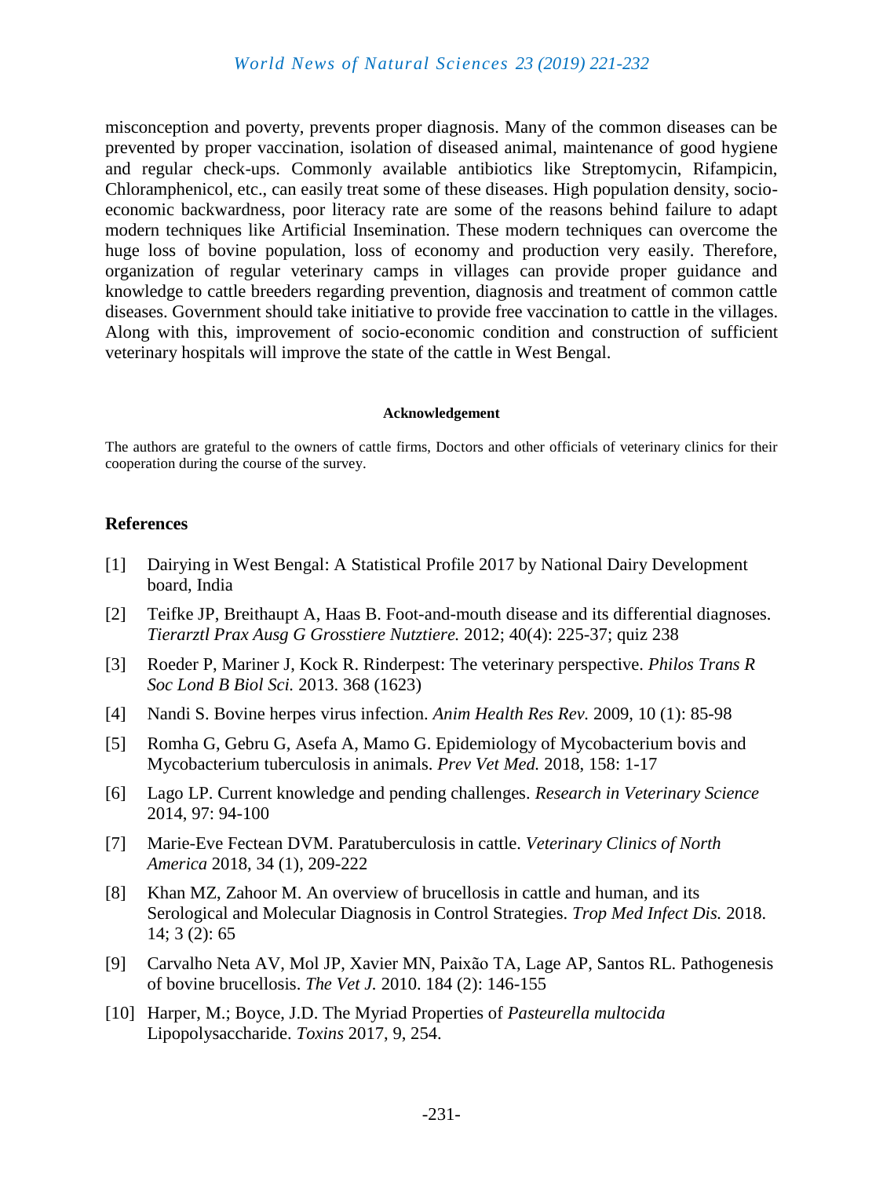misconception and poverty, prevents proper diagnosis. Many of the common diseases can be prevented by proper vaccination, isolation of diseased animal, maintenance of good hygiene and regular check-ups. Commonly available antibiotics like Streptomycin, Rifampicin, Chloramphenicol, etc., can easily treat some of these diseases. High population density, socio-economic backwardness, poor literacy rate are some of the reasons behind failure to adapt modern techniques like Artificial Insemination. These modern techniques can overcome the huge loss of bovine population, loss of economy and production very easily. Therefore, organization of regular veterinary camps in villages can provide proper guidance and knowledge to cattle breeders regarding prevention, diagnosis and treatment of common cattle diseases. Government should take initiative to provide free vaccination to cattle in the villages. Along with this, improvement of socio-economic condition and construction of sufficient veterinary hospitals will improve the state of the cattle in West Bengal.

**Acknowledgement**

The authors are grateful to the owners of cattle firms, Doctors and other officials of veterinary clinics for their cooperation during the course of the survey.

## References

[1] Dairying in West Bengal: A Statistical Profile 2017 by National Dairy Development board, India

[2] Teifke JP, Breithaupt A, Haas B. Foot-and-mouth disease and its differential diagnoses. *Tierarztl Prax Ausg G Grosstiere Nutztiere.* 2012; 40(4): 225-37; quiz 238

[3] Roeder P, Mariner J, Kock R. Rinderpest: The veterinary perspective. *Philos Trans R Soc Lond B Biol Sci.* 2013. 368 (1623)

[4] Nandi S. Bovine herpes virus infection. *Anim Health Res Rev.* 2009, 10 (1): 85-98

[5] Romha G, Gebru G, Asefa A, Mamo G. Epidemiology of Mycobacterium bovis and Mycobacterium tuberculosis in animals. *Prev Vet Med.* 2018, 158: 1-17

[6] Lago LP. Current knowledge and pending challenges. *Research in Veterinary Science* 2014, 97: 94-100

[7] Marie-Eve Fectean DVM. Paratuberculosis in cattle. *Veterinary Clinics of North America* 2018, 34 (1), 209-222

[8] Khan MZ, Zahoor M. An overview of brucellosis in cattle and human, and its Serological and Molecular Diagnosis in Control Strategies. *Trop Med Infect Dis.* 2018. 14; 3 (2): 65

[9] Carvalho Neta AV, Mol JP, Xavier MN, Paixão TA, Lage AP, Santos RL. Pathogenesis of bovine brucellosis. *The Vet J.* 2010. 184 (2): 146-155

[10] Harper, M.; Boyce, J.D. The Myriad Properties of *Pasteurella multocida* Lipopolysaccharide. *Toxins* 2017, 9, 254.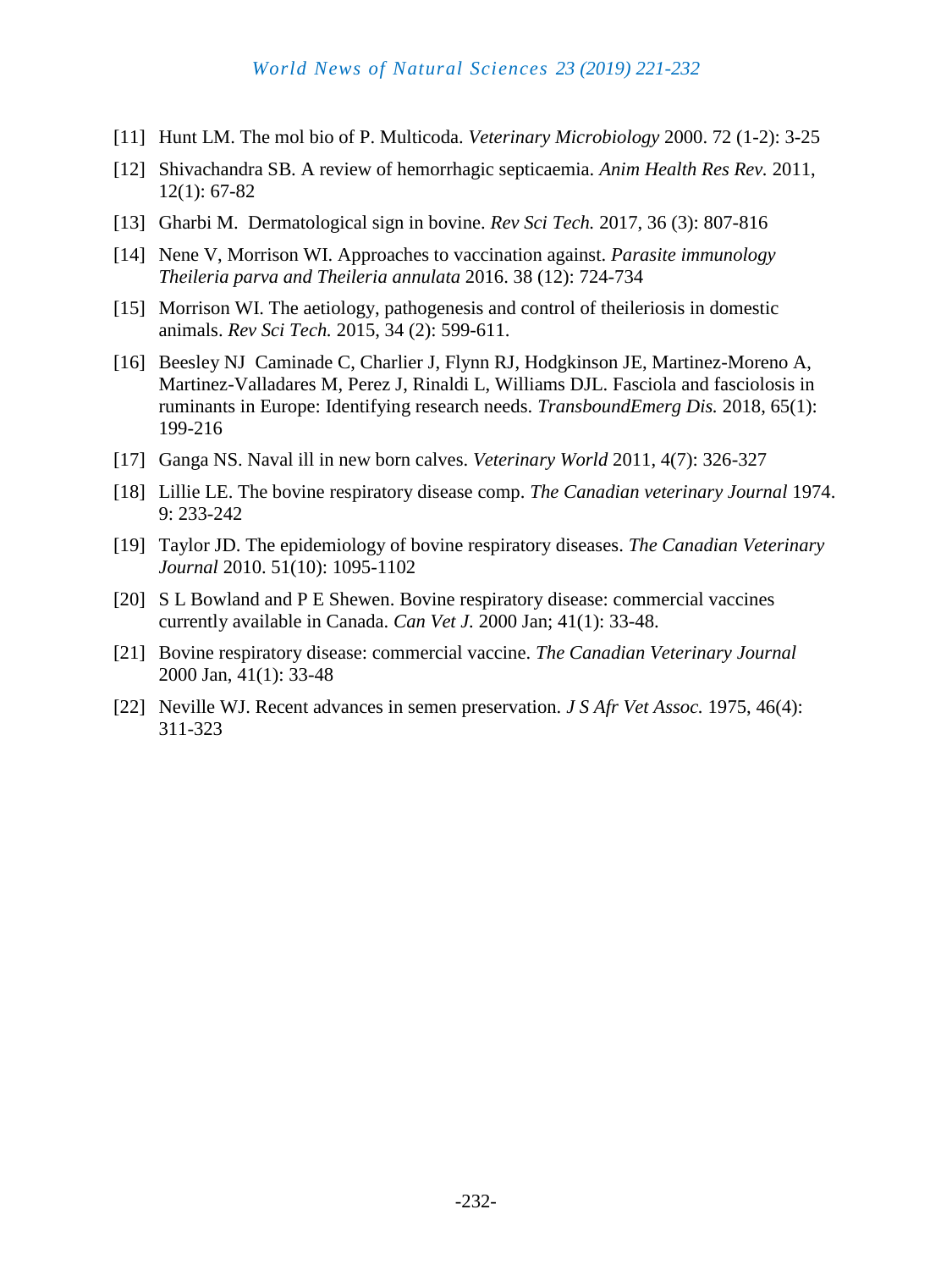[11] Hunt LM. The mol bio of P. Multicoda. *Veterinary Microbiology* 2000. 72 (1-2): 3-25

[12] Shivachandra SB. A review of hemorrhagic septicaemia. *Anim Health Res Rev.* 2011, 12(1): 67-82

[13] Gharbi M. Dermatological sign in bovine. *Rev Sci Tech.* 2017, 36 (3): 807-816

[14] Nene V, Morrison WI. Approaches to vaccination against. *Parasite immunology Theileria parva and Theileria annulata* 2016. 38 (12): 724-734

[15] Morrison WI. The aetiology, pathogenesis and control of theileriosis in domestic animals. *Rev Sci Tech.* 2015, 34 (2): 599-611.

[16] Beesley NJ Caminade C, Charlier J, Flynn RJ, Hodgkinson JE, Martinez-Moreno A, Martinez-Valladares M, Perez J, Rinaldi L, Williams DJL. Fasciola and fasciolosis in ruminants in Europe: Identifying research needs. *TransboundEmerg Dis.* 2018, 65(1): 199-216

[17] Ganga NS. Naval ill in new born calves. *Veterinary World* 2011, 4(7): 326-327

[18] Lillie LE. The bovine respiratory disease comp. *The Canadian veterinary Journal* 1974. 9: 233-242

[19] Taylor JD. The epidemiology of bovine respiratory diseases. *The Canadian Veterinary Journal* 2010. 51(10): 1095-1102

[20] S L Bowland and P E Shewen. Bovine respiratory disease: commercial vaccines currently available in Canada. *Can Vet J.* 2000 Jan; 41(1): 33-48.

[21] Bovine respiratory disease: commercial vaccine. *The Canadian Veterinary Journal* 2000 Jan, 41(1): 33-48

[22] Neville WJ. Recent advances in semen preservation. *J S Afr Vet Assoc.* 1975, 46(4): 311-323